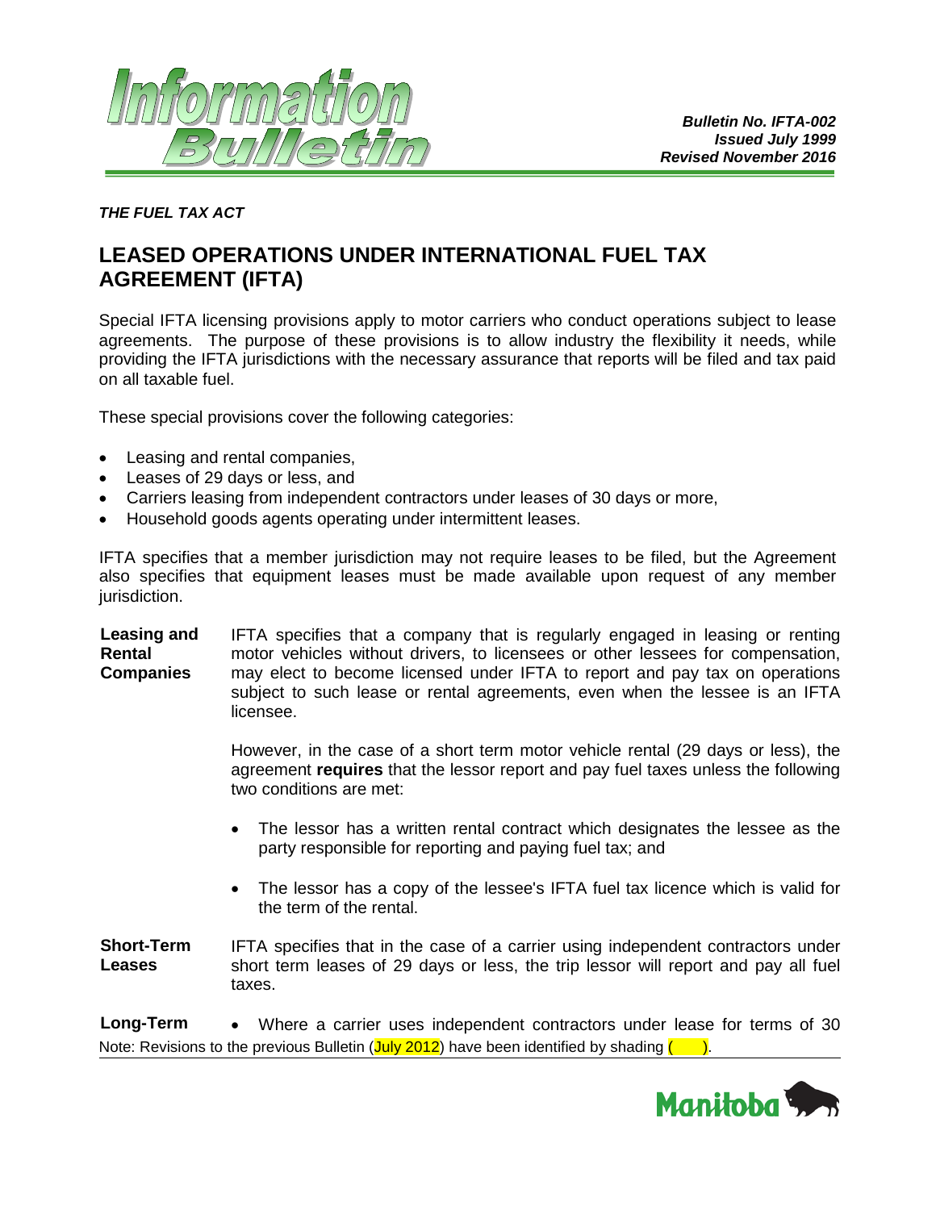**Bulletin No. IFTA-002**
***Issued July 1999***
***Revised November 2016***

***THE FUEL TAX ACT***

# LEASED OPERATIONS UNDER INTERNATIONAL FUEL TAX AGREEMENT (IFTA)

Special IFTA licensing provisions apply to motor carriers who conduct operations subject to lease agreements. The purpose of these provisions is to allow industry the flexibility it needs, while providing the IFTA jurisdictions with the necessary assurance that reports will be filed and tax paid on all taxable fuel.

These special provisions cover the following categories:

- Leasing and rental companies,
- Leases of 29 days or less, and
- Carriers leasing from independent contractors under leases of 30 days or more,
- Household goods agents operating under intermittent leases.

IFTA specifies that a member jurisdiction may not require leases to be filed, but the Agreement also specifies that equipment leases must be made available upon request of any member jurisdiction.

**Leasing and Rental Companies**

IFTA specifies that a company that is regularly engaged in leasing or renting motor vehicles without drivers, to licensees or other lessees for compensation, may elect to become licensed under IFTA to report and pay tax on operations subject to such lease or rental agreements, even when the lessee is an IFTA licensee.

However, in the case of a short term motor vehicle rental (29 days or less), the agreement **requires** that the lessor report and pay fuel taxes unless the following two conditions are met:

- The lessor has a written rental contract which designates the lessee as the party responsible for reporting and paying fuel tax; and
- The lessor has a copy of the lessee's IFTA fuel tax licence which is valid for the term of the rental.

**Short-Term Leases**

IFTA specifies that in the case of a carrier using independent contractors under short term leases of 29 days or less, the trip lessor will report and pay all fuel taxes.

**Long-Term**

- Where a carrier uses independent contractors under lease for terms of 30

Note: Revisions to the previous Bulletin (July 2012) have been identified by shading (     ).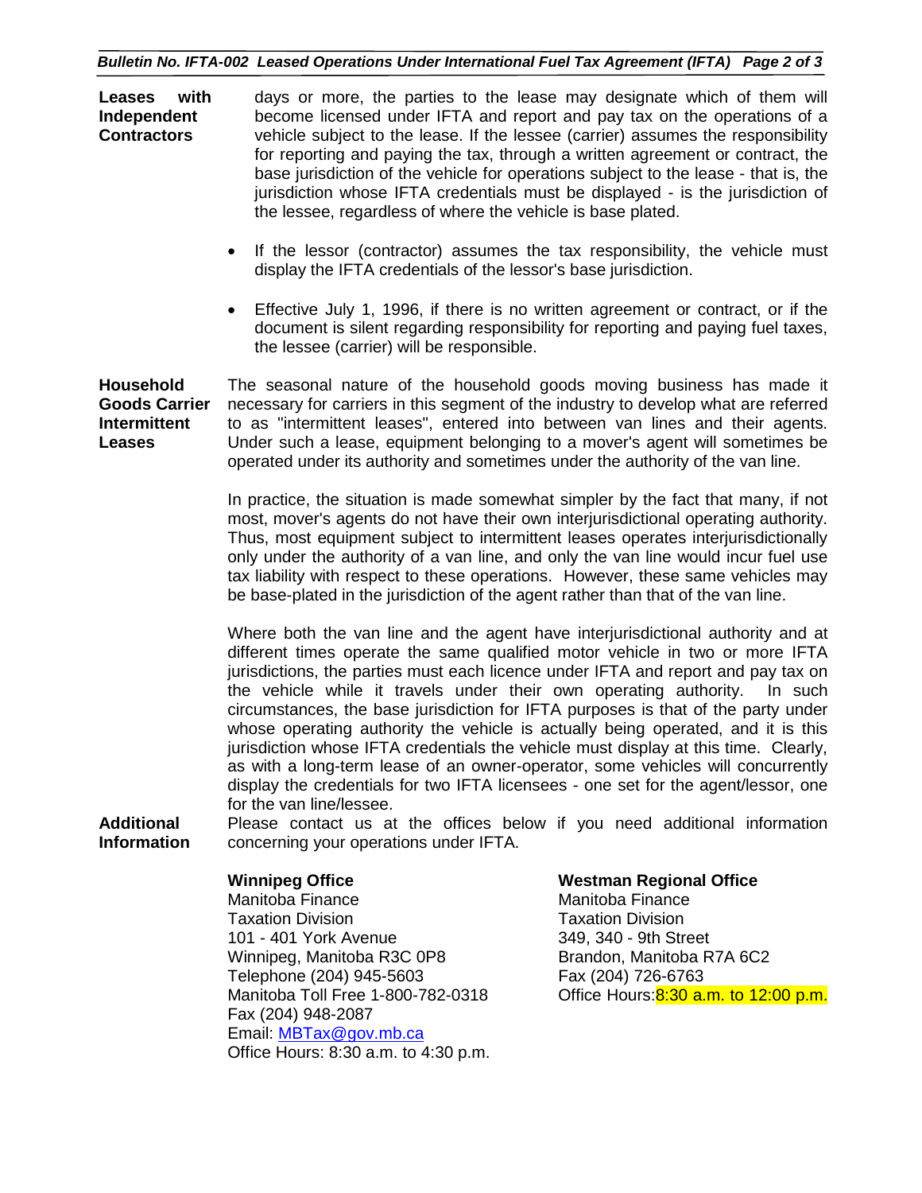### Leases with Independent Contractors

days or more, the parties to the lease may designate which of them will become licensed under IFTA and report and pay tax on the operations of a vehicle subject to the lease. If the lessee (carrier) assumes the responsibility for reporting and paying the tax, through a written agreement or contract, the base jurisdiction of the vehicle for operations subject to the lease - that is, the jurisdiction whose IFTA credentials must be displayed - is the jurisdiction of the lessee, regardless of where the vehicle is base plated.

- If the lessor (contractor) assumes the tax responsibility, the vehicle must display the IFTA credentials of the lessor's base jurisdiction.
- Effective July 1, 1996, if there is no written agreement or contract, or if the document is silent regarding responsibility for reporting and paying fuel taxes, the lessee (carrier) will be responsible.

### Household Goods Carrier Intermittent Leases

The seasonal nature of the household goods moving business has made it necessary for carriers in this segment of the industry to develop what are referred to as "intermittent leases", entered into between van lines and their agents. Under such a lease, equipment belonging to a mover's agent will sometimes be operated under its authority and sometimes under the authority of the van line.

In practice, the situation is made somewhat simpler by the fact that many, if not most, mover's agents do not have their own interjurisdictional operating authority. Thus, most equipment subject to intermittent leases operates interjurisdictionally only under the authority of a van line, and only the van line would incur fuel use tax liability with respect to these operations. However, these same vehicles may be base-plated in the jurisdiction of the agent rather than that of the van line.

Where both the van line and the agent have interjurisdictional authority and at different times operate the same qualified motor vehicle in two or more IFTA jurisdictions, the parties must each licence under IFTA and report and pay tax on the vehicle while it travels under their own operating authority. In such circumstances, the base jurisdiction for IFTA purposes is that of the party under whose operating authority the vehicle is actually being operated, and it is this jurisdiction whose IFTA credentials the vehicle must display at this time. Clearly, as with a long-term lease of an owner-operator, some vehicles will concurrently display the credentials for two IFTA licensees - one set for the agent/lessor, one for the van line/lessee.

### Additional Information

Please contact us at the offices below if you need additional information concerning your operations under IFTA.

**Winnipeg Office**
Manitoba Finance
Taxation Division
101 - 401 York Avenue
Winnipeg, Manitoba R3C 0P8
Telephone (204) 945-5603
Manitoba Toll Free 1-800-782-0318
Fax (204) 948-2087
Email: MBTax@gov.mb.ca
Office Hours: 8:30 a.m. to 4:30 p.m.

**Westman Regional Office**
Manitoba Finance
Taxation Division
349, 340 - 9th Street
Brandon, Manitoba R7A 6C2
Fax (204) 726-6763
Office Hours: 8:30 a.m. to 12:00 p.m.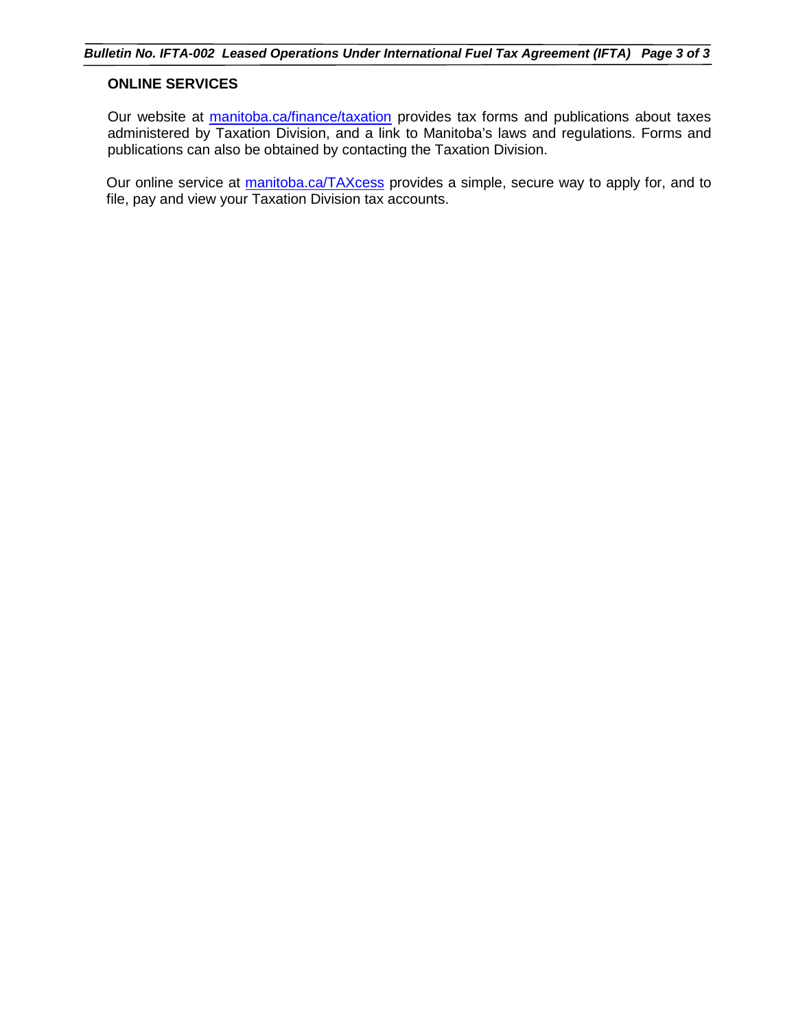## ONLINE SERVICES

Our website at manitoba.ca/finance/taxation provides tax forms and publications about taxes administered by Taxation Division, and a link to Manitoba's laws and regulations. Forms and publications can also be obtained by contacting the Taxation Division.

Our online service at manitoba.ca/TAXcess provides a simple, secure way to apply for, and to file, pay and view your Taxation Division tax accounts.